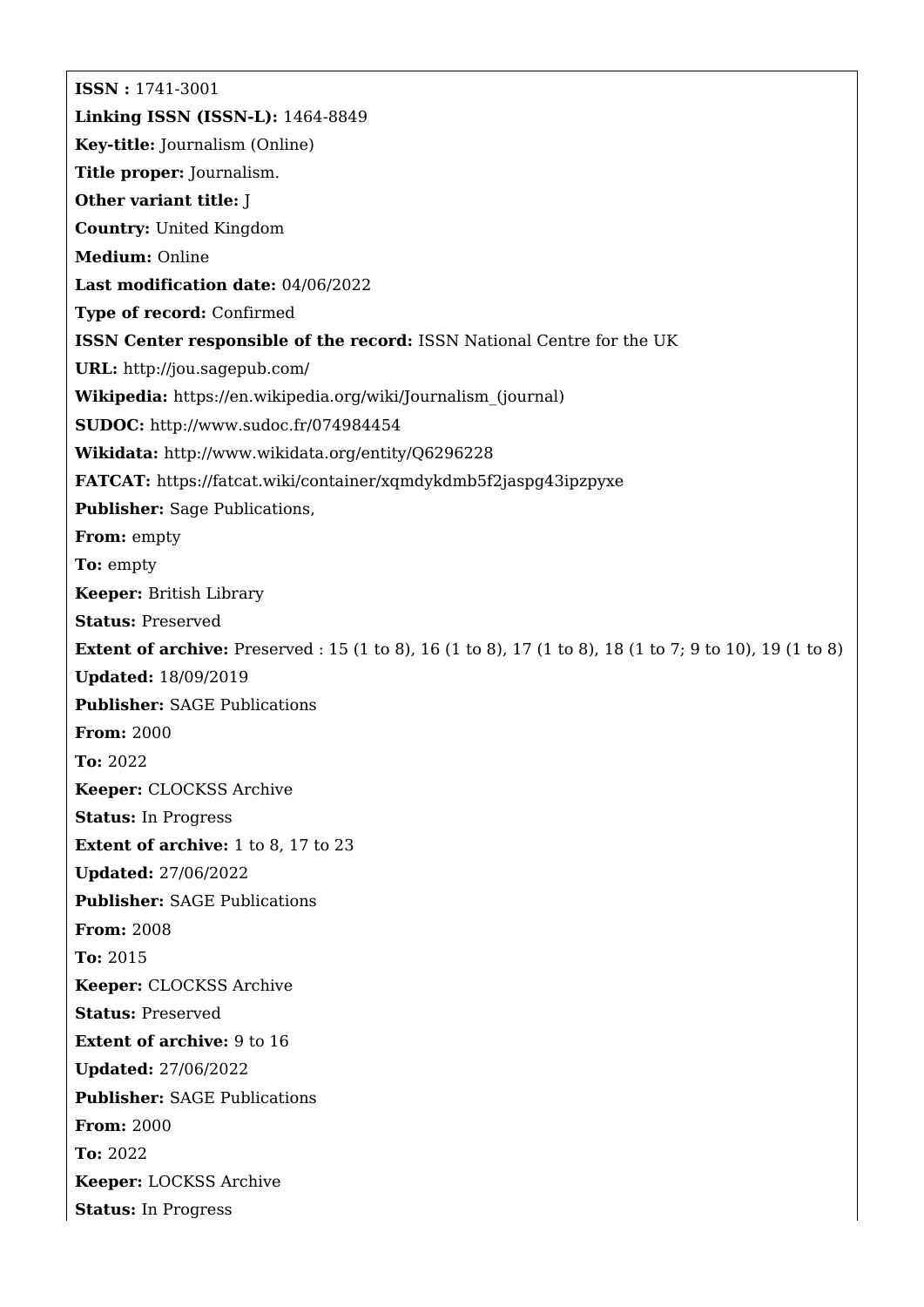**ISSN :** 1741-3001

**Linking ISSN (ISSN-L):** 1464-8849

**Key-title:** Journalism (Online)

**Title proper:** Journalism.

**Other variant title:** J

**Country:** United Kingdom

**Medium:** Online

**Last modification date:** 04/06/2022

**Type of record:** Confirmed

**ISSN Center responsible of the record:** ISSN National Centre for the UK

**URL:** http://jou.sagepub.com/

**Wikipedia:** https://en.wikipedia.org/wiki/Journalism_(journal)

**SUDOC:** http://www.sudoc.fr/074984454

**Wikidata:** http://www.wikidata.org/entity/Q6296228

**FATCAT:** https://fatcat.wiki/container/xqmdykdmb5f2jaspg43ipzpyxe

**Publisher:** Sage Publications,

**From:** empty

**To:** empty

**Keeper:** British Library

**Status:** Preserved

**Extent of archive:** Preserved : 15 (1 to 8), 16 (1 to 8), 17 (1 to 8), 18 (1 to 7; 9 to 10), 19 (1 to 8)

**Updated:** 18/09/2019

**Publisher:** SAGE Publications

**From:** 2000

**To:** 2022

**Keeper:** CLOCKSS Archive

**Status:** In Progress

**Extent of archive:** 1 to 8, 17 to 23

**Updated:** 27/06/2022

**Publisher:** SAGE Publications

**From:** 2008

**To:** 2015

**Keeper:** CLOCKSS Archive

**Status:** Preserved

**Extent of archive:** 9 to 16

**Updated:** 27/06/2022

**Publisher:** SAGE Publications

**From:** 2000

**To:** 2022

**Keeper:** LOCKSS Archive

**Status:** In Progress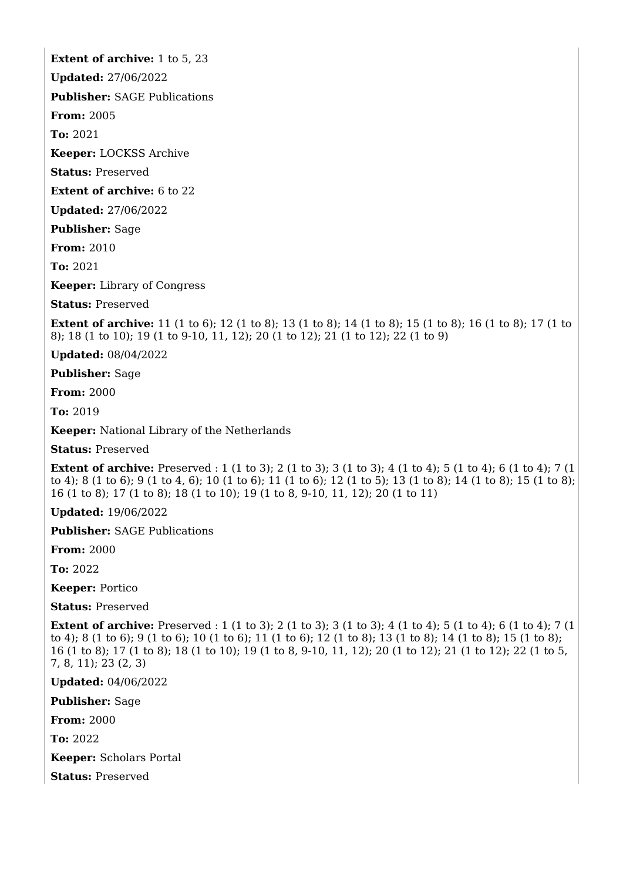**Extent of archive:** 1 to 5, 23

**Updated:** 27/06/2022

**Publisher:** SAGE Publications

**From:** 2005

**To:** 2021

**Keeper:** LOCKSS Archive

**Status:** Preserved

**Extent of archive:** 6 to 22

**Updated:** 27/06/2022

**Publisher:** Sage

**From:** 2010

**To:** 2021

**Keeper:** Library of Congress

**Status:** Preserved

**Extent of archive:** 11 (1 to 6); 12 (1 to 8); 13 (1 to 8); 14 (1 to 8); 15 (1 to 8); 16 (1 to 8); 17 (1 to 8); 18 (1 to 10); 19 (1 to 9-10, 11, 12); 20 (1 to 12); 21 (1 to 12); 22 (1 to 9)

**Updated:** 08/04/2022

**Publisher:** Sage

**From:** 2000

**To:** 2019

**Keeper:** National Library of the Netherlands

**Status:** Preserved

**Extent of archive:** Preserved : 1 (1 to 3); 2 (1 to 3); 3 (1 to 3); 4 (1 to 4); 5 (1 to 4); 6 (1 to 4); 7 (1 to 4); 8 (1 to 6); 9 (1 to 4, 6); 10 (1 to 6); 11 (1 to 6); 12 (1 to 5); 13 (1 to 8); 14 (1 to 8); 15 (1 to 8); 16 (1 to 8); 17 (1 to 8); 18 (1 to 10); 19 (1 to 8, 9-10, 11, 12); 20 (1 to 11)

**Updated:** 19/06/2022

**Publisher:** SAGE Publications

**From:** 2000

**To:** 2022

**Keeper:** Portico

**Status:** Preserved

**Extent of archive:** Preserved : 1 (1 to 3); 2 (1 to 3); 3 (1 to 3); 4 (1 to 4); 5 (1 to 4); 6 (1 to 4); 7 (1 to 4); 8 (1 to 6); 9 (1 to 6); 10 (1 to 6); 11 (1 to 6); 12 (1 to 8); 13 (1 to 8); 14 (1 to 8); 15 (1 to 8); 16 (1 to 8); 17 (1 to 8); 18 (1 to 10); 19 (1 to 8, 9-10, 11, 12); 20 (1 to 12); 21 (1 to 12); 22 (1 to 5, 7, 8, 11); 23 (2, 3)

**Updated:** 04/06/2022

**Publisher:** Sage

**From:** 2000

**To:** 2022

**Keeper:** Scholars Portal

**Status:** Preserved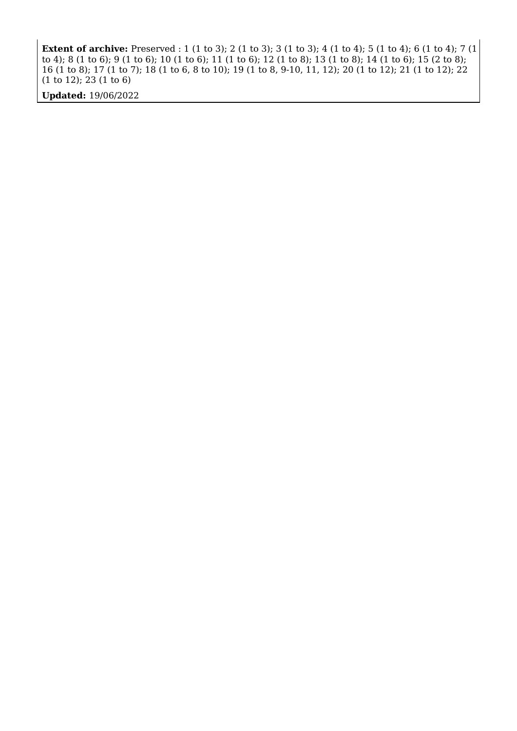**Extent of archive:** Preserved : 1 (1 to 3); 2 (1 to 3); 3 (1 to 3); 4 (1 to 4); 5 (1 to 4); 6 (1 to 4); 7 (1 to 4); 8 (1 to 6); 9 (1 to 6); 10 (1 to 6); 11 (1 to 6); 12 (1 to 8); 13 (1 to 8); 14 (1 to 6); 15 (2 to 8); 16 (1 to 8); 17 (1 to 7); 18 (1 to 6, 8 to 10); 19 (1 to 8, 9-10, 11, 12); 20 (1 to 12); 21 (1 to 12); 22 (1 to 12); 23 (1 to 6)

**Updated:** 19/06/2022